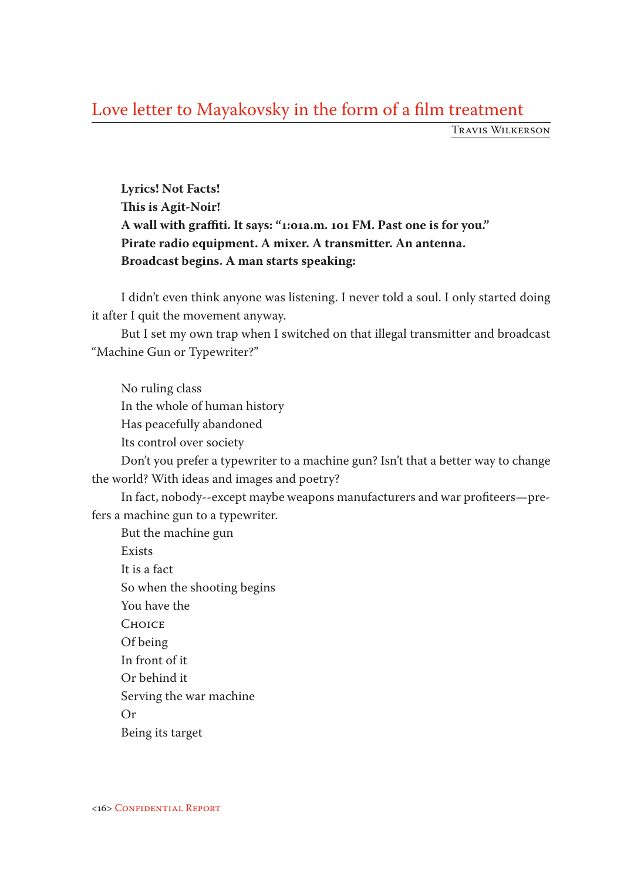# Love letter to Mayakovsky in the form of a film treatment

Travis Wilkerson

**Lyrics! Not Facts!**
**This is Agit-Noir!**
**A wall with graffiti. It says: "1:01a.m. 101 FM. Past one is for you."**
**Pirate radio equipment. A mixer. A transmitter. An antenna.**
**Broadcast begins. A man starts speaking:**

I didn't even think anyone was listening. I never told a soul. I only started doing it after I quit the movement anyway.

But I set my own trap when I switched on that illegal transmitter and broadcast "Machine Gun or Typewriter?"

No ruling class
In the whole of human history
Has peacefully abandoned
Its control over society

Don't you prefer a typewriter to a machine gun? Isn't that a better way to change the world? With ideas and images and poetry?

In fact, nobody--except maybe weapons manufacturers and war profiteers—prefers a machine gun to a typewriter.

But the machine gun
Exists
It is a fact
So when the shooting begins
You have the
Choice
Of being
In front of it
Or behind it
Serving the war machine
Or
Being its target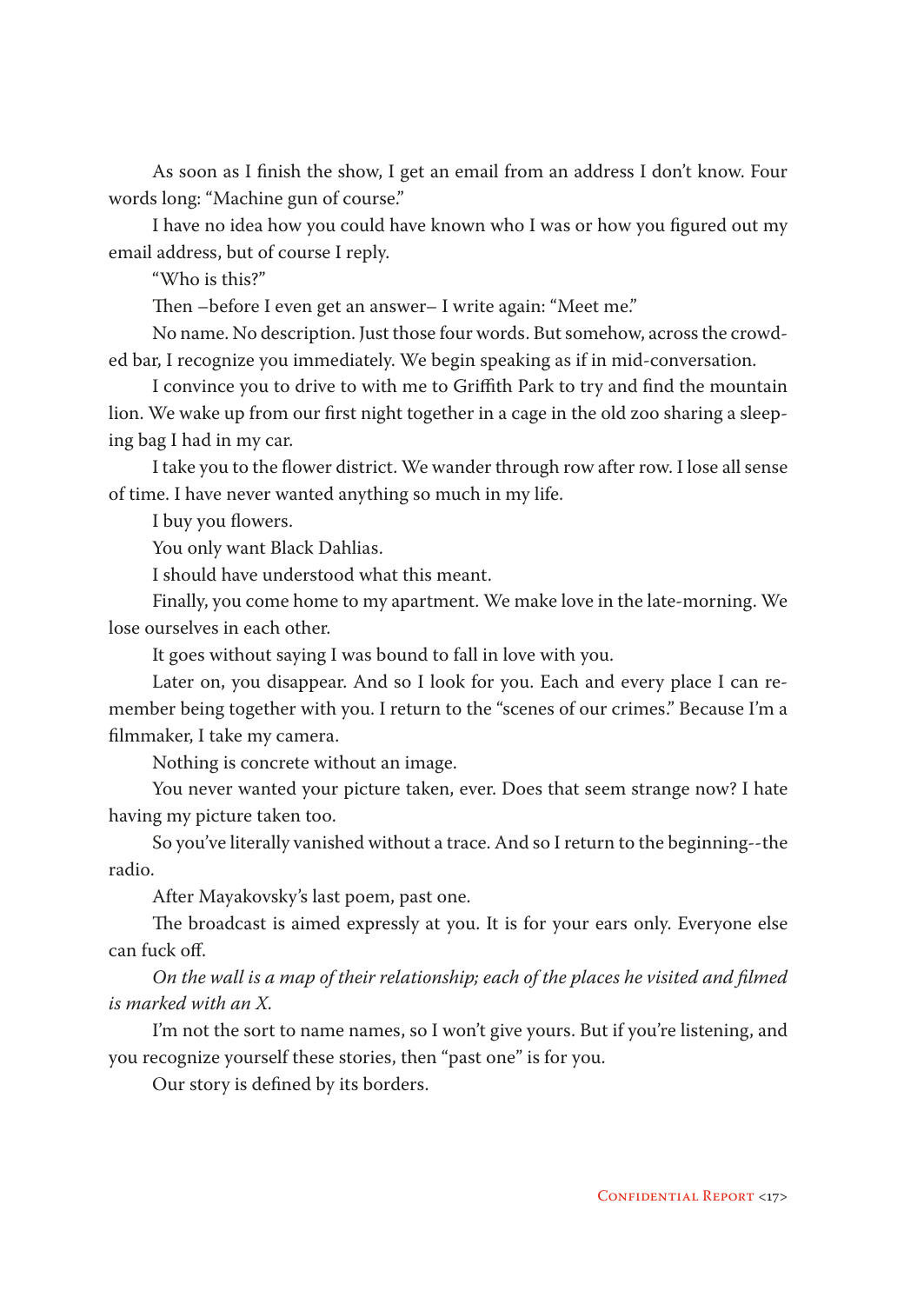As soon as I finish the show, I get an email from an address I don't know. Four words long: "Machine gun of course."

I have no idea how you could have known who I was or how you figured out my email address, but of course I reply.

"Who is this?"

Then –before I even get an answer– I write again: "Meet me."

No name. No description. Just those four words. But somehow, across the crowded bar, I recognize you immediately. We begin speaking as if in mid-conversation.

I convince you to drive to with me to Griffith Park to try and find the mountain lion. We wake up from our first night together in a cage in the old zoo sharing a sleeping bag I had in my car.

I take you to the flower district. We wander through row after row. I lose all sense of time. I have never wanted anything so much in my life.

I buy you flowers.

You only want Black Dahlias.

I should have understood what this meant.

Finally, you come home to my apartment. We make love in the late-morning. We lose ourselves in each other.

It goes without saying I was bound to fall in love with you.

Later on, you disappear. And so I look for you. Each and every place I can remember being together with you. I return to the "scenes of our crimes." Because I'm a filmmaker, I take my camera.

Nothing is concrete without an image.

You never wanted your picture taken, ever. Does that seem strange now? I hate having my picture taken too.

So you've literally vanished without a trace. And so I return to the beginning--the radio.

After Mayakovsky's last poem, past one.

The broadcast is aimed expressly at you. It is for your ears only. Everyone else can fuck off.

*On the wall is a map of their relationship; each of the places he visited and filmed is marked with an X.*

I'm not the sort to name names, so I won't give yours. But if you're listening, and you recognize yourself these stories, then "past one" is for you.

Our story is defined by its borders.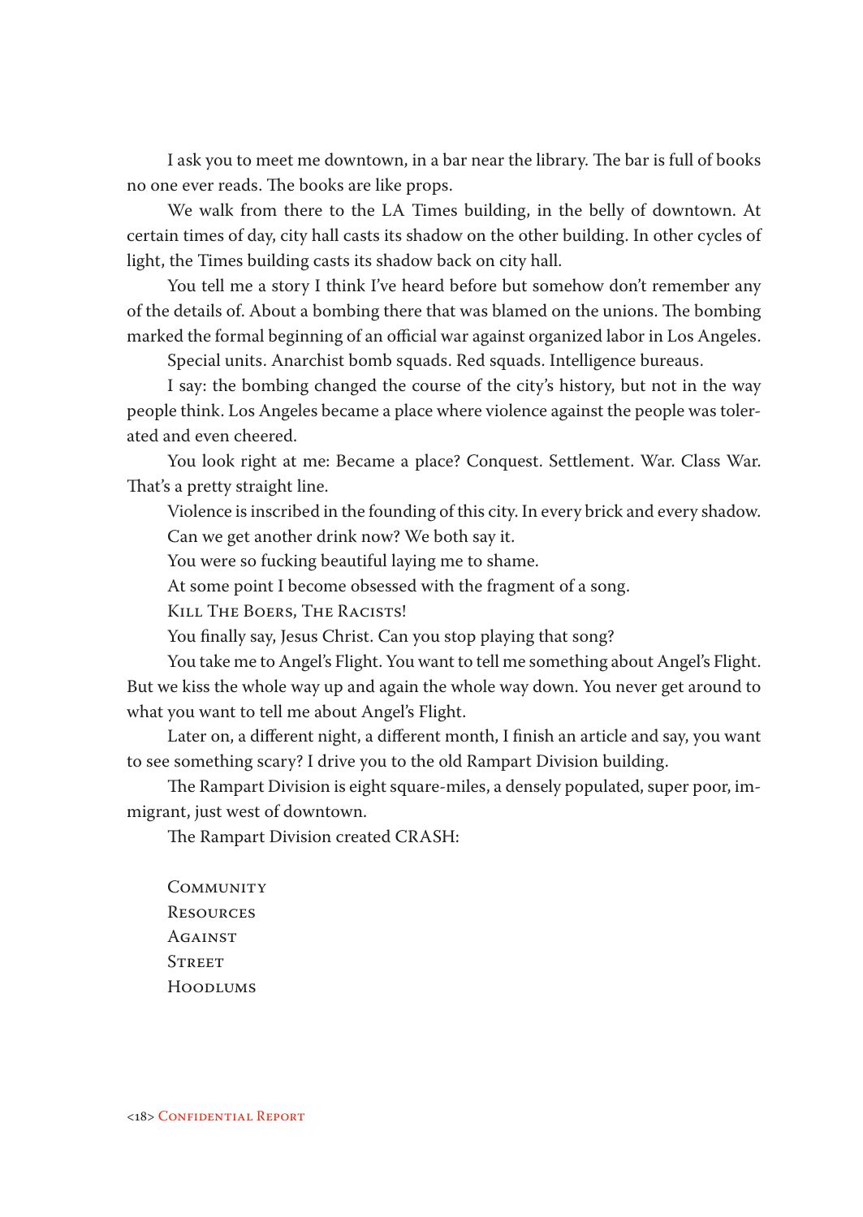I ask you to meet me downtown, in a bar near the library. The bar is full of books no one ever reads. The books are like props.

We walk from there to the LA Times building, in the belly of downtown. At certain times of day, city hall casts its shadow on the other building. In other cycles of light, the Times building casts its shadow back on city hall.

You tell me a story I think I've heard before but somehow don't remember any of the details of. About a bombing there that was blamed on the unions. The bombing marked the formal beginning of an official war against organized labor in Los Angeles.

Special units. Anarchist bomb squads. Red squads. Intelligence bureaus.

I say: the bombing changed the course of the city's history, but not in the way people think. Los Angeles became a place where violence against the people was tolerated and even cheered.

You look right at me: Became a place? Conquest. Settlement. War. Class War. That's a pretty straight line.

Violence is inscribed in the founding of this city. In every brick and every shadow.

Can we get another drink now? We both say it.

You were so fucking beautiful laying me to shame.

At some point I become obsessed with the fragment of a song.

KILL THE BOERS, THE RACISTS!

You finally say, Jesus Christ. Can you stop playing that song?

You take me to Angel's Flight. You want to tell me something about Angel's Flight. But we kiss the whole way up and again the whole way down. You never get around to what you want to tell me about Angel's Flight.

Later on, a different night, a different month, I finish an article and say, you want to see something scary? I drive you to the old Rampart Division building.

The Rampart Division is eight square-miles, a densely populated, super poor, immigrant, just west of downtown.

The Rampart Division created CRASH:

COMMUNITY
RESOURCES
AGAINST
STREET
HOODLUMS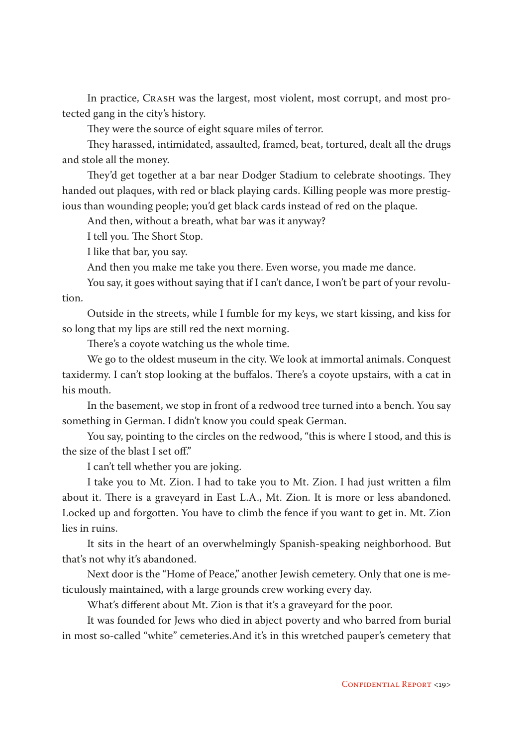In practice, CRASH was the largest, most violent, most corrupt, and most protected gang in the city's history.

They were the source of eight square miles of terror.

They harassed, intimidated, assaulted, framed, beat, tortured, dealt all the drugs and stole all the money.

They'd get together at a bar near Dodger Stadium to celebrate shootings. They handed out plaques, with red or black playing cards. Killing people was more prestigious than wounding people; you'd get black cards instead of red on the plaque.

And then, without a breath, what bar was it anyway?

I tell you. The Short Stop.

I like that bar, you say.

And then you make me take you there. Even worse, you made me dance.

You say, it goes without saying that if I can't dance, I won't be part of your revolution.

Outside in the streets, while I fumble for my keys, we start kissing, and kiss for so long that my lips are still red the next morning.

There's a coyote watching us the whole time.

We go to the oldest museum in the city. We look at immortal animals. Conquest taxidermy. I can't stop looking at the buffalos. There's a coyote upstairs, with a cat in his mouth.

In the basement, we stop in front of a redwood tree turned into a bench. You say something in German. I didn't know you could speak German.

You say, pointing to the circles on the redwood, "this is where I stood, and this is the size of the blast I set off."

I can't tell whether you are joking.

I take you to Mt. Zion. I had to take you to Mt. Zion. I had just written a film about it. There is a graveyard in East L.A., Mt. Zion. It is more or less abandoned. Locked up and forgotten. You have to climb the fence if you want to get in. Mt. Zion lies in ruins.

It sits in the heart of an overwhelmingly Spanish-speaking neighborhood. But that's not why it's abandoned.

Next door is the "Home of Peace," another Jewish cemetery. Only that one is meticulously maintained, with a large grounds crew working every day.

What's different about Mt. Zion is that it's a graveyard for the poor.

It was founded for Jews who died in abject poverty and who barred from burial in most so-called "white" cemeteries.And it's in this wretched pauper's cemetery that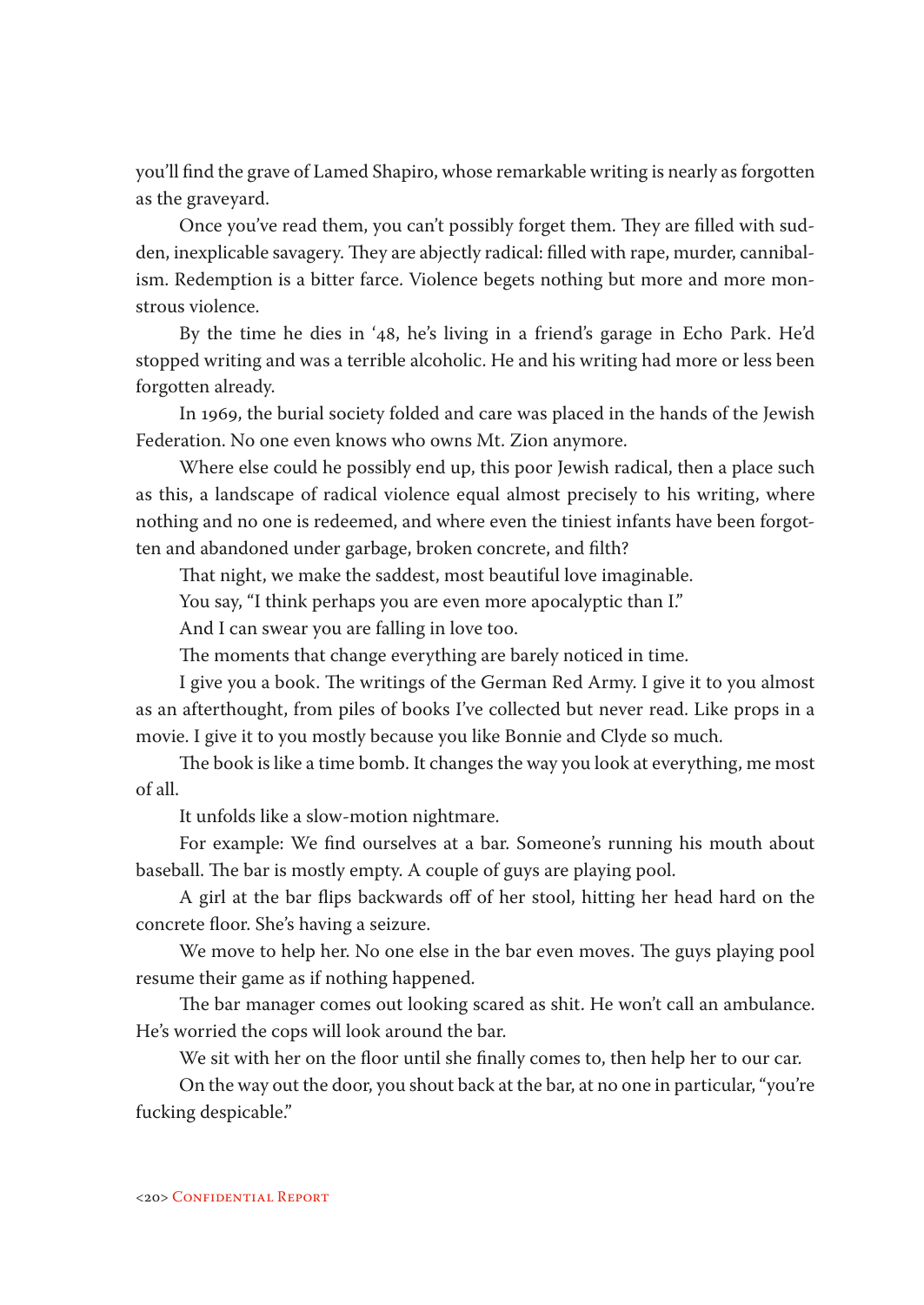you'll find the grave of Lamed Shapiro, whose remarkable writing is nearly as forgotten as the graveyard.

Once you've read them, you can't possibly forget them. They are filled with sudden, inexplicable savagery. They are abjectly radical: filled with rape, murder, cannibalism. Redemption is a bitter farce. Violence begets nothing but more and more monstrous violence.

By the time he dies in '48, he's living in a friend's garage in Echo Park. He'd stopped writing and was a terrible alcoholic. He and his writing had more or less been forgotten already.

In 1969, the burial society folded and care was placed in the hands of the Jewish Federation. No one even knows who owns Mt. Zion anymore.

Where else could he possibly end up, this poor Jewish radical, then a place such as this, a landscape of radical violence equal almost precisely to his writing, where nothing and no one is redeemed, and where even the tiniest infants have been forgotten and abandoned under garbage, broken concrete, and filth?

That night, we make the saddest, most beautiful love imaginable.

You say, "I think perhaps you are even more apocalyptic than I."

And I can swear you are falling in love too.

The moments that change everything are barely noticed in time.

I give you a book. The writings of the German Red Army. I give it to you almost as an afterthought, from piles of books I've collected but never read. Like props in a movie. I give it to you mostly because you like Bonnie and Clyde so much.

The book is like a time bomb. It changes the way you look at everything, me most of all.

It unfolds like a slow-motion nightmare.

For example: We find ourselves at a bar. Someone's running his mouth about baseball. The bar is mostly empty. A couple of guys are playing pool.

A girl at the bar flips backwards off of her stool, hitting her head hard on the concrete floor. She's having a seizure.

We move to help her. No one else in the bar even moves. The guys playing pool resume their game as if nothing happened.

The bar manager comes out looking scared as shit. He won't call an ambulance. He's worried the cops will look around the bar.

We sit with her on the floor until she finally comes to, then help her to our car.

On the way out the door, you shout back at the bar, at no one in particular, "you're fucking despicable."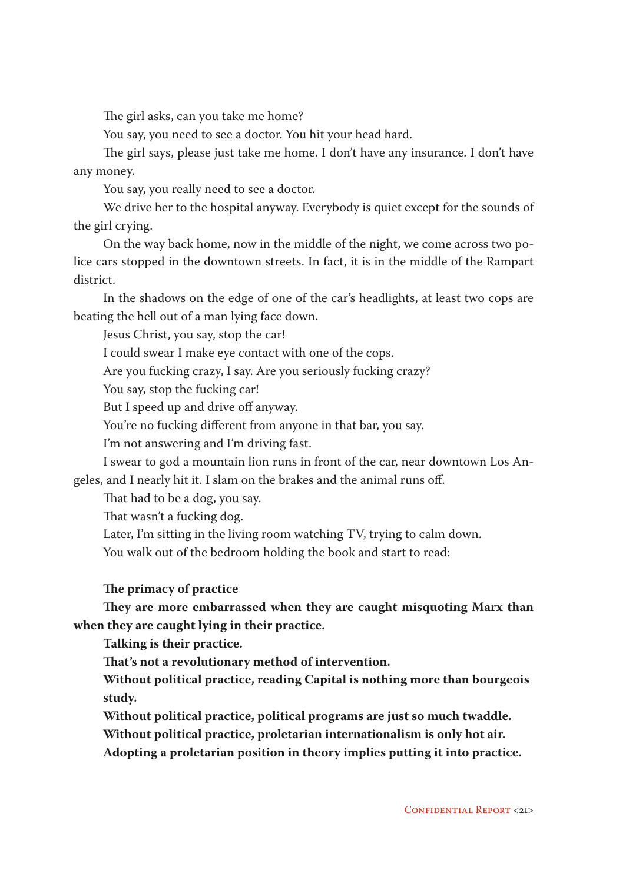The girl asks, can you take me home?

You say, you need to see a doctor. You hit your head hard.

The girl says, please just take me home. I don't have any insurance. I don't have any money.

You say, you really need to see a doctor.

We drive her to the hospital anyway. Everybody is quiet except for the sounds of the girl crying.

On the way back home, now in the middle of the night, we come across two police cars stopped in the downtown streets. In fact, it is in the middle of the Rampart district.

In the shadows on the edge of one of the car's headlights, at least two cops are beating the hell out of a man lying face down.

Jesus Christ, you say, stop the car!

I could swear I make eye contact with one of the cops.

Are you fucking crazy, I say. Are you seriously fucking crazy?

You say, stop the fucking car!

But I speed up and drive off anyway.

You're no fucking different from anyone in that bar, you say.

I'm not answering and I'm driving fast.

I swear to god a mountain lion runs in front of the car, near downtown Los Angeles, and I nearly hit it. I slam on the brakes and the animal runs off.

That had to be a dog, you say.

That wasn't a fucking dog.

Later, I'm sitting in the living room watching TV, trying to calm down.

You walk out of the bedroom holding the book and start to read:

**The primacy of practice**

**They are more embarrassed when they are caught misquoting Marx than when they are caught lying in their practice.**

**Talking is their practice.**

**That's not a revolutionary method of intervention.**

**Without political practice, reading Capital is nothing more than bourgeois study.**

**Without political practice, political programs are just so much twaddle.**

**Without political practice, proletarian internationalism is only hot air.**

**Adopting a proletarian position in theory implies putting it into practice.**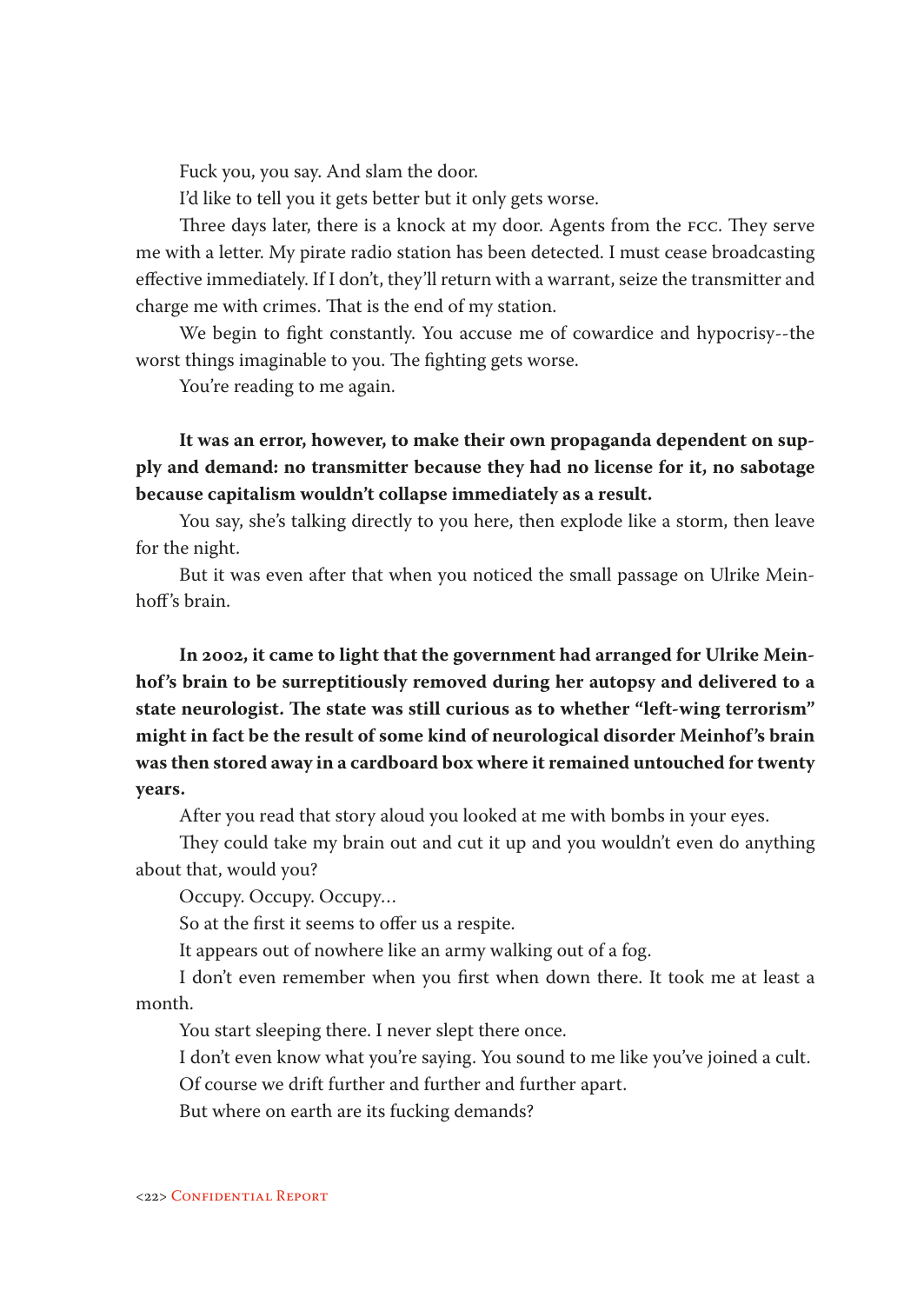Fuck you, you say. And slam the door.

I'd like to tell you it gets better but it only gets worse.

Three days later, there is a knock at my door. Agents from the FCC. They serve me with a letter. My pirate radio station has been detected. I must cease broadcasting effective immediately. If I don't, they'll return with a warrant, seize the transmitter and charge me with crimes. That is the end of my station.

We begin to fight constantly. You accuse me of cowardice and hypocrisy--the worst things imaginable to you. The fighting gets worse.

You're reading to me again.

**It was an error, however, to make their own propaganda dependent on supply and demand: no transmitter because they had no license for it, no sabotage because capitalism wouldn't collapse immediately as a result.**

You say, she's talking directly to you here, then explode like a storm, then leave for the night.

But it was even after that when you noticed the small passage on Ulrike Meinhoff's brain.

**In 2002, it came to light that the government had arranged for Ulrike Meinhof's brain to be surreptitiously removed during her autopsy and delivered to a state neurologist. The state was still curious as to whether "left-wing terrorism" might in fact be the result of some kind of neurological disorder Meinhof's brain was then stored away in a cardboard box where it remained untouched for twenty years.**

After you read that story aloud you looked at me with bombs in your eyes.

They could take my brain out and cut it up and you wouldn't even do anything about that, would you?

Occupy. Occupy. Occupy...

So at the first it seems to offer us a respite.

It appears out of nowhere like an army walking out of a fog.

I don't even remember when you first when down there. It took me at least a month.

You start sleeping there. I never slept there once.

I don't even know what you're saying. You sound to me like you've joined a cult.

Of course we drift further and further and further apart.

But where on earth are its fucking demands?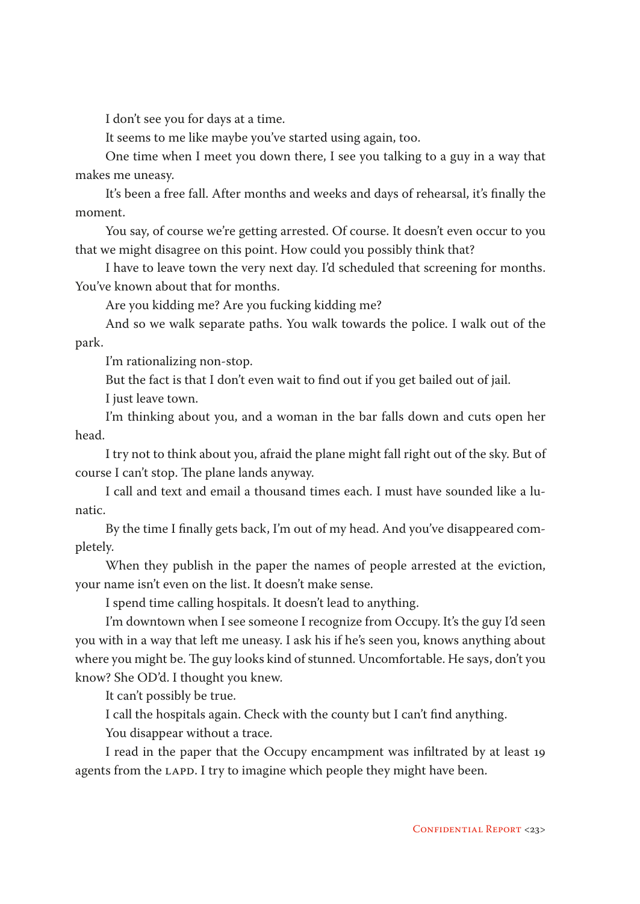I don't see you for days at a time.

It seems to me like maybe you've started using again, too.

One time when I meet you down there, I see you talking to a guy in a way that makes me uneasy.

It's been a free fall. After months and weeks and days of rehearsal, it's finally the moment.

You say, of course we're getting arrested. Of course. It doesn't even occur to you that we might disagree on this point. How could you possibly think that?

I have to leave town the very next day. I'd scheduled that screening for months. You've known about that for months.

Are you kidding me? Are you fucking kidding me?

And so we walk separate paths. You walk towards the police. I walk out of the park.

I'm rationalizing non-stop.

But the fact is that I don't even wait to find out if you get bailed out of jail.

I just leave town.

I'm thinking about you, and a woman in the bar falls down and cuts open her head.

I try not to think about you, afraid the plane might fall right out of the sky. But of course I can't stop. The plane lands anyway.

I call and text and email a thousand times each. I must have sounded like a lunatic.

By the time I finally gets back, I'm out of my head. And you've disappeared completely.

When they publish in the paper the names of people arrested at the eviction, your name isn't even on the list. It doesn't make sense.

I spend time calling hospitals. It doesn't lead to anything.

I'm downtown when I see someone I recognize from Occupy. It's the guy I'd seen you with in a way that left me uneasy. I ask his if he's seen you, knows anything about where you might be. The guy looks kind of stunned. Uncomfortable. He says, don't you know? She OD'd. I thought you knew.

It can't possibly be true.

I call the hospitals again. Check with the county but I can't find anything.

You disappear without a trace.

I read in the paper that the Occupy encampment was infiltrated by at least 19 agents from the LAPD. I try to imagine which people they might have been.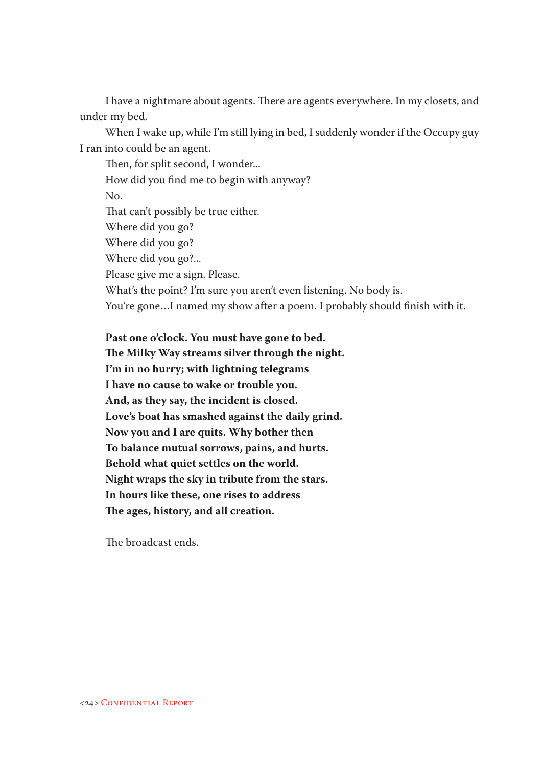I have a nightmare about agents. There are agents everywhere. In my closets, and under my bed.

When I wake up, while I'm still lying in bed, I suddenly wonder if the Occupy guy I ran into could be an agent.

Then, for split second, I wonder...

How did you find me to begin with anyway?

No.

That can't possibly be true either.

Where did you go?

Where did you go?

Where did you go?...

Please give me a sign. Please.

What's the point? I'm sure you aren't even listening. No body is.

You're gone…I named my show after a poem. I probably should finish with it.

**Past one o'clock. You must have gone to bed.**  
**The Milky Way streams silver through the night.**  
**I'm in no hurry; with lightning telegrams**  
**I have no cause to wake or trouble you.**  
**And, as they say, the incident is closed.**  
**Love's boat has smashed against the daily grind.**  
**Now you and I are quits. Why bother then**  
**To balance mutual sorrows, pains, and hurts.**  
**Behold what quiet settles on the world.**  
**Night wraps the sky in tribute from the stars.**  
**In hours like these, one rises to address**  
**The ages, history, and all creation.**

The broadcast ends.